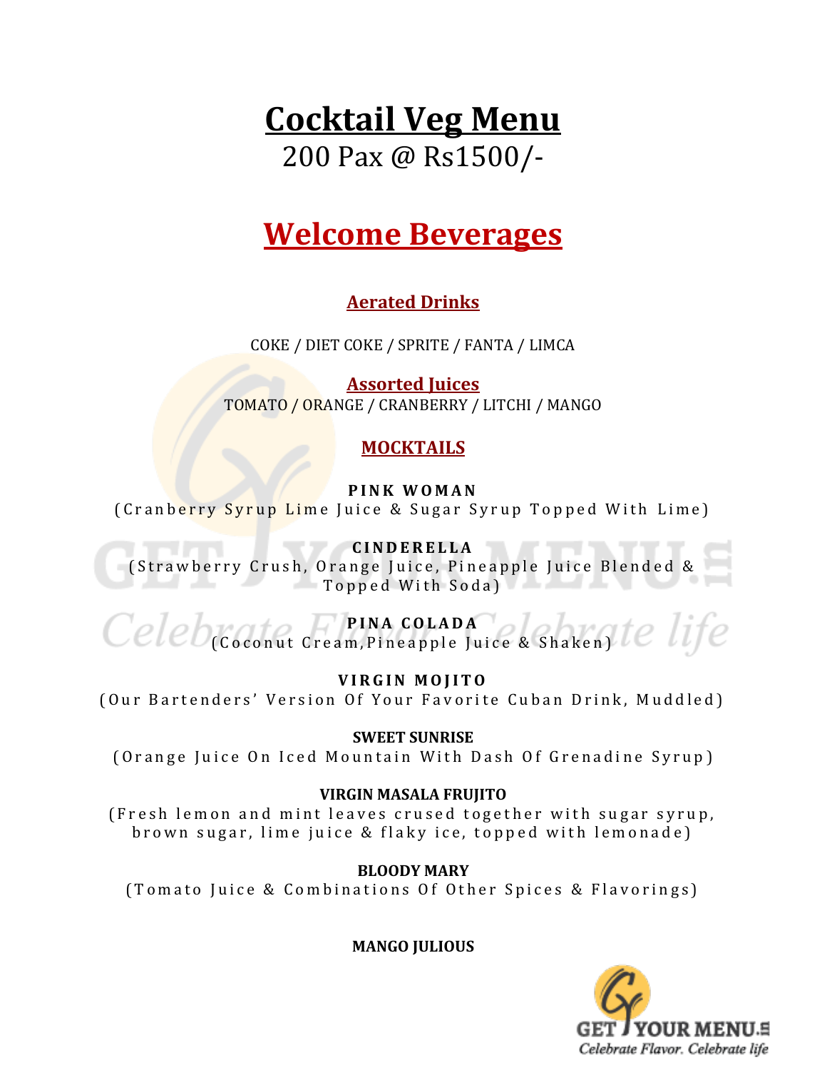# Cocktail Veg Menu

200 Pax @ Rs1500/-

## Welcome Beverages

### Aerated Drinks

COKE / DIET COKE / SPRITE / FANTA / LIMCA

### Assorted Juices

TOMATO / ORANGE / CRANBERRY / LITCHI / MANGO

### MOCKTAILS

**PINK WOMAN**
(Cranberry Syrup Lime Juice & Sugar Syrup Topped With Lime)

**CINDERELLA**
(Strawberry Crush, Orange Juice, Pineapple Juice Blended & Topped With Soda)

**PINA COLADA**
(Coconut Cream,Pineapple Juice & Shaken)

**VIRGIN MOJITO**
(Our Bartenders' Version Of Your Favorite Cuban Drink, Muddled)

**SWEET SUNRISE**
(Orange Juice On Iced Mountain With Dash Of Grenadine Syrup)

**VIRGIN MASALA FRUJITO**
(Fresh lemon and mint leaves crused together with sugar syrup, brown sugar, lime juice & flaky ice, topped with lemonade)

**BLOODY MARY**
(Tomato Juice & Combinations Of Other Spices & Flavorings)

**MANGO JULIOUS**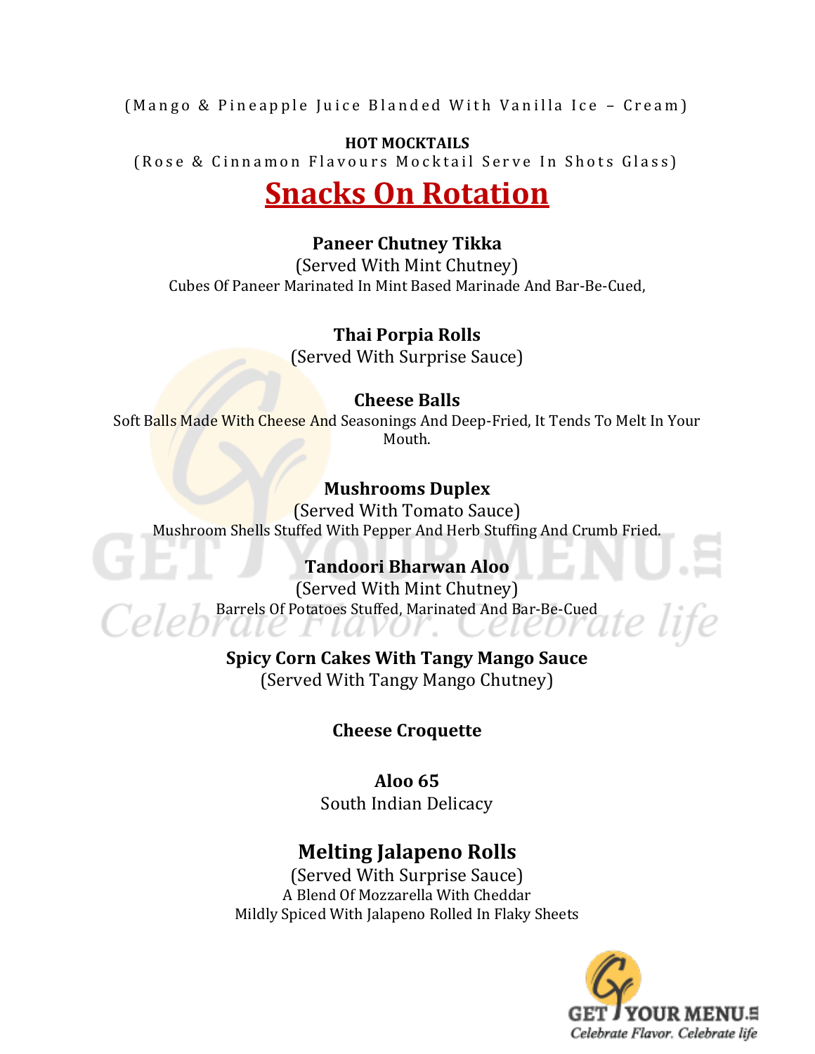(Mango & Pineapple Juice Blanded With Vanilla Ice – Cream)

**HOT MOCKTAILS**

(Rose & Cinnamon Flavours Mocktail Serve In Shots Glass)

# Snacks On Rotation

**Paneer Chutney Tikka**

(Served With Mint Chutney)

Cubes Of Paneer Marinated In Mint Based Marinade And Bar-Be-Cued,

**Thai Porpia Rolls**

(Served With Surprise Sauce)

**Cheese Balls**

Soft Balls Made With Cheese And Seasonings And Deep-Fried, It Tends To Melt In Your Mouth.

**Mushrooms Duplex**

(Served With Tomato Sauce)

Mushroom Shells Stuffed With Pepper And Herb Stuffing And Crumb Fried.

**Tandoori Bharwan Aloo**

(Served With Mint Chutney)

Barrels Of Potatoes Stuffed, Marinated And Bar-Be-Cued

**Spicy Corn Cakes With Tangy Mango Sauce**

(Served With Tangy Mango Chutney)

**Cheese Croquette**

**Aloo 65**

South Indian Delicacy

**Melting Jalapeno Rolls**

(Served With Surprise Sauce)

A Blend Of Mozzarella With Cheddar

Mildly Spiced With Jalapeno Rolled In Flaky Sheets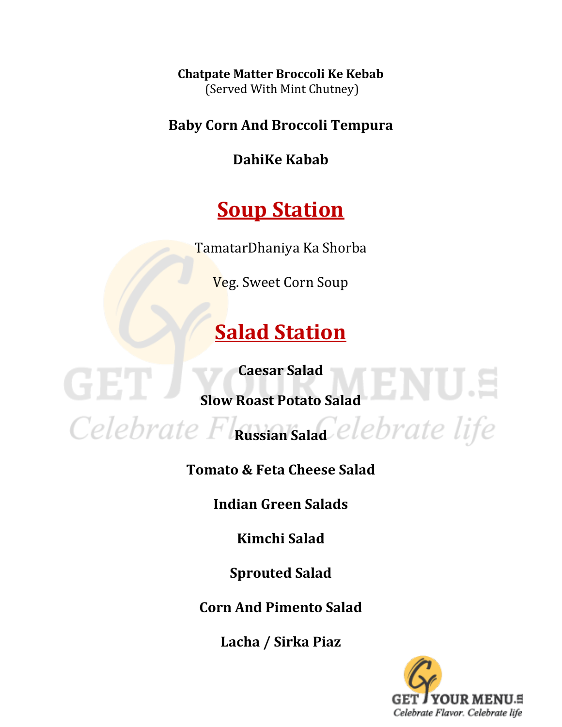**Chatpate Matter Broccoli Ke Kebab**
(Served With Mint Chutney)

**Baby Corn And Broccoli Tempura**

**DahiKe Kabab**

## Soup Station

TamatarDhaniya Ka Shorba

Veg. Sweet Corn Soup

## Salad Station

**Caesar Salad**

**Slow Roast Potato Salad**

**Russian Salad**

**Tomato & Feta Cheese Salad**

**Indian Green Salads**

**Kimchi Salad**

**Sprouted Salad**

**Corn And Pimento Salad**

**Lacha / Sirka Piaz**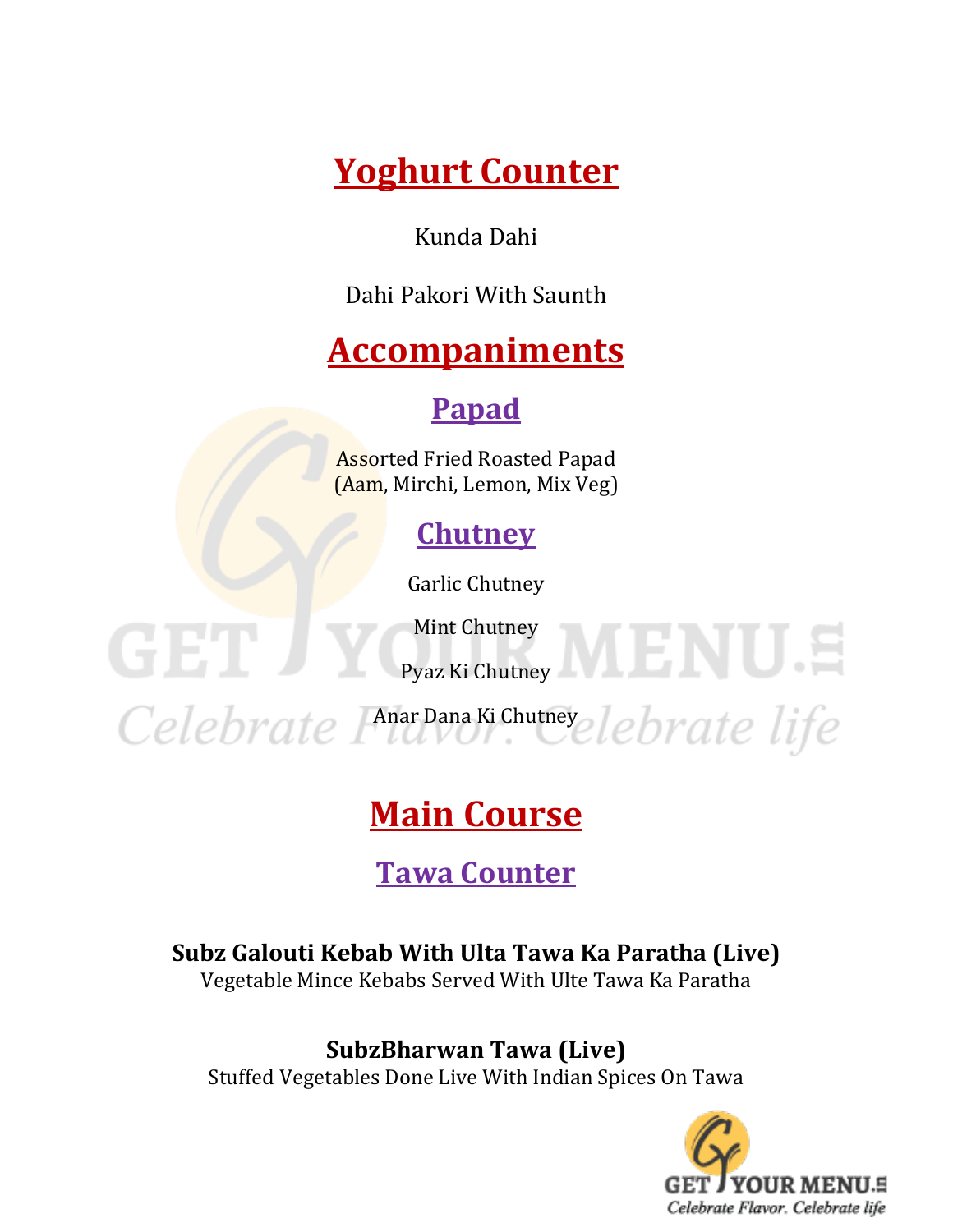# Yoghurt Counter

Kunda Dahi

Dahi Pakori With Saunth

# Accompaniments

## Papad

Assorted Fried Roasted Papad
(Aam, Mirchi, Lemon, Mix Veg)

## Chutney

Garlic Chutney

Mint Chutney

Pyaz Ki Chutney

Anar Dana Ki Chutney

# Main Course

## Tawa Counter

**Subz Galouti Kebab With Ulta Tawa Ka Paratha (Live)**
Vegetable Mince Kebabs Served With Ulte Tawa Ka Paratha

**SubzBharwan Tawa (Live)**
Stuffed Vegetables Done Live With Indian Spices On Tawa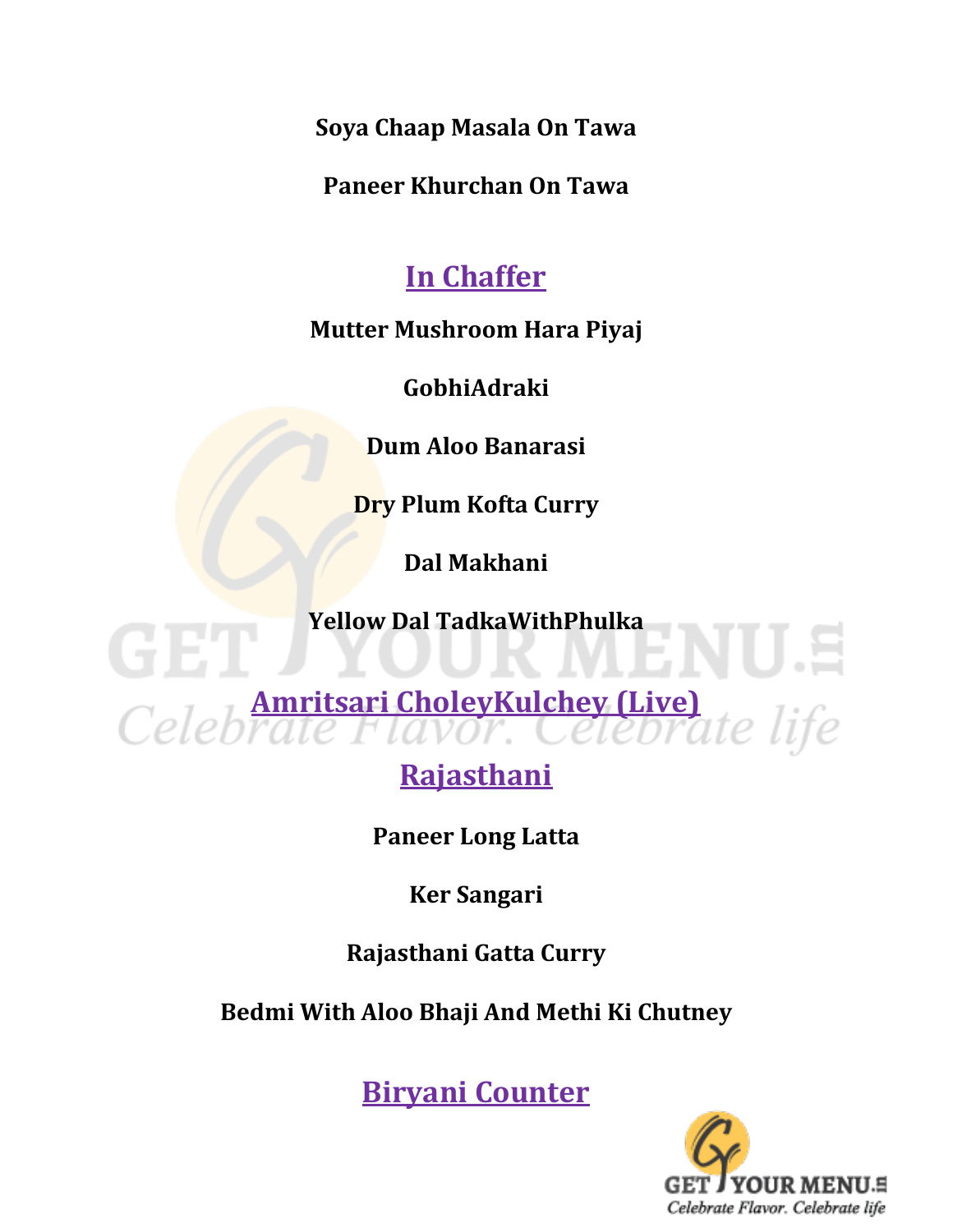**Soya Chaap Masala On Tawa**

**Paneer Khurchan On Tawa**

## In Chaffer

**Mutter Mushroom Hara Piyaj**

**GobhiAdraki**

**Dum Aloo Banarasi**

**Dry Plum Kofta Curry**

**Dal Makhani**

**Yellow Dal TadkaWithPhulka**

## Amritsari CholeyKulchey (Live)

## Rajasthani

**Paneer Long Latta**

**Ker Sangari**

**Rajasthani Gatta Curry**

**Bedmi With Aloo Bhaji And Methi Ki Chutney**

## Biryani Counter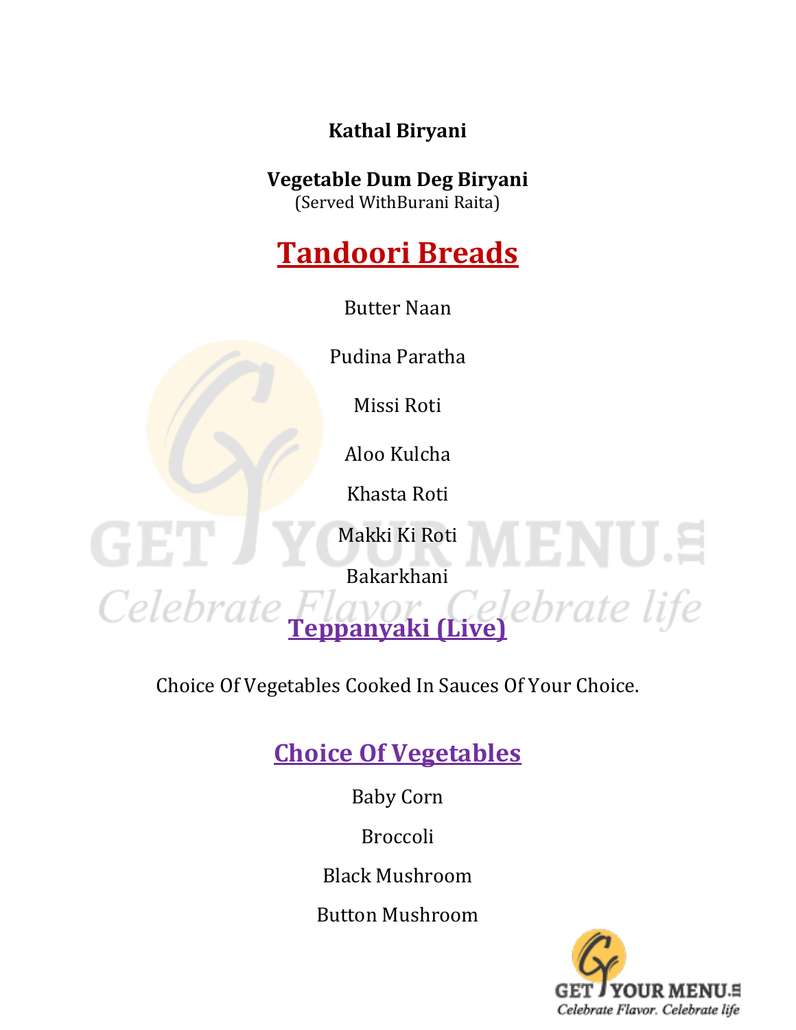**Kathal Biryani**

**Vegetable Dum Deg Biryani**
(Served WithBurani Raita)

## Tandoori Breads

Butter Naan

Pudina Paratha

Missi Roti

Aloo Kulcha

Khasta Roti

Makki Ki Roti

Bakarkhani

## Teppanyaki (Live)

Choice Of Vegetables Cooked In Sauces Of Your Choice.

## Choice Of Vegetables

Baby Corn

Broccoli

Black Mushroom

Button Mushroom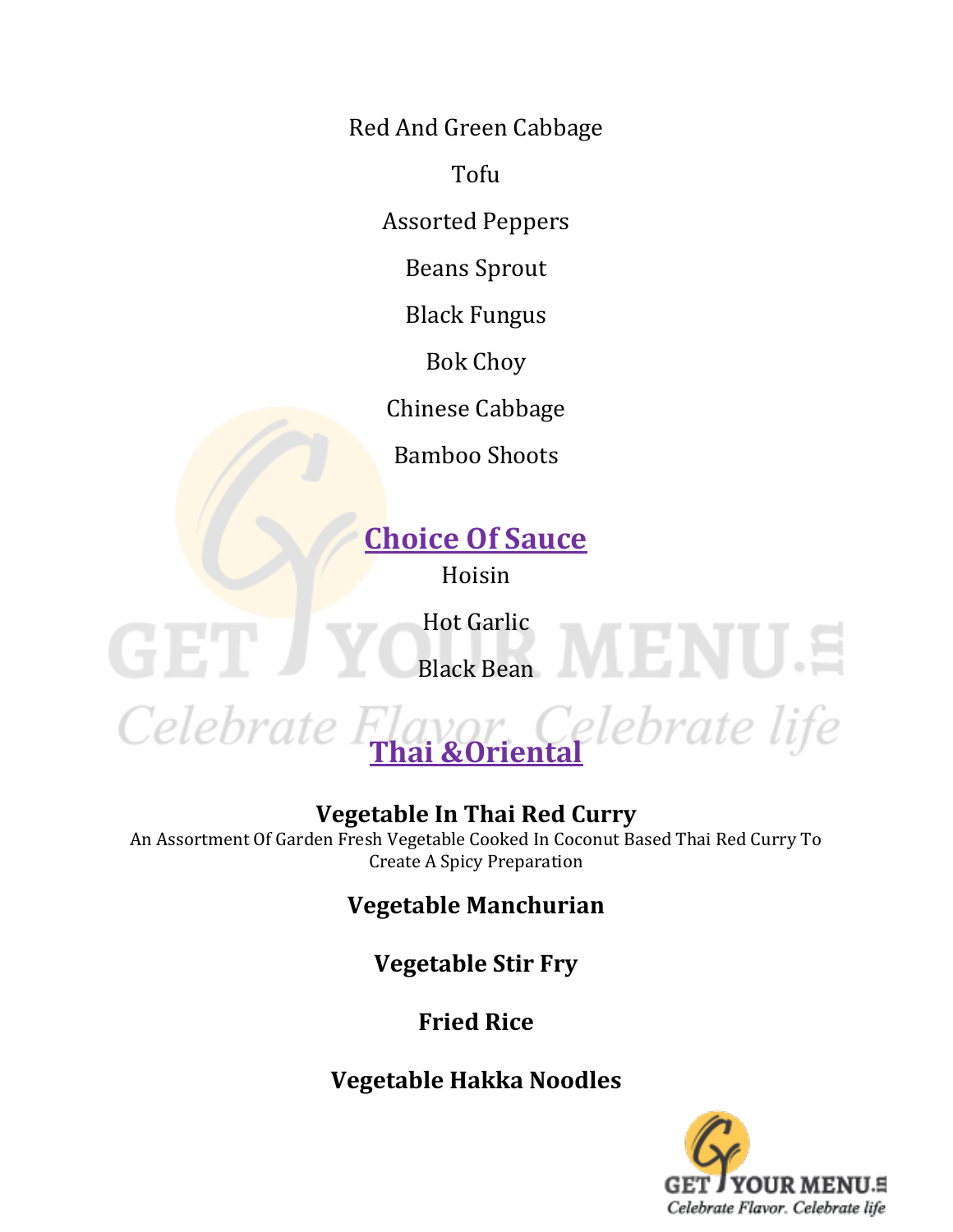Red And Green Cabbage

Tofu

Assorted Peppers

Beans Sprout

Black Fungus

Bok Choy

Chinese Cabbage

Bamboo Shoots

## Choice Of Sauce

Hoisin

Hot Garlic

Black Bean

## Thai &Oriental

**Vegetable In Thai Red Curry**

An Assortment Of Garden Fresh Vegetable Cooked In Coconut Based Thai Red Curry To Create A Spicy Preparation

**Vegetable Manchurian**

**Vegetable Stir Fry**

**Fried Rice**

**Vegetable Hakka Noodles**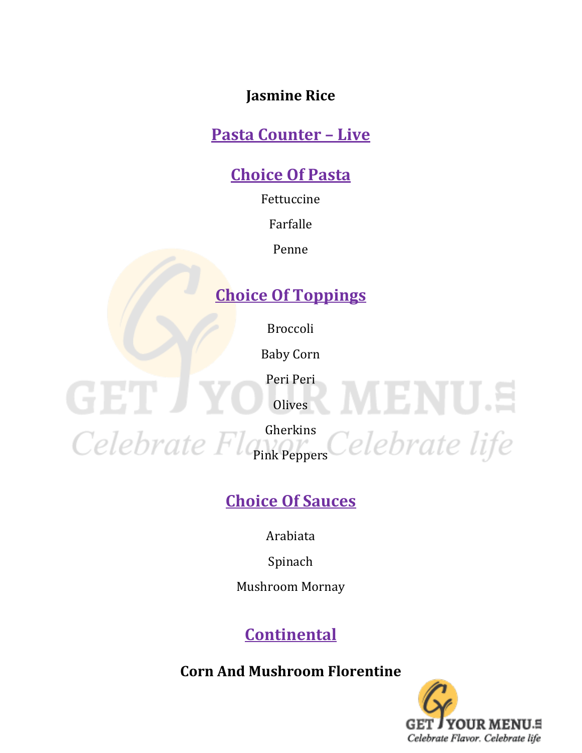**Jasmine Rice**

## Pasta Counter – Live

## Choice Of Pasta

Fettuccine

Farfalle

Penne

## Choice Of Toppings

Broccoli

Baby Corn

Peri Peri

Olives

Gherkins

Pink Peppers

## Choice Of Sauces

Arabiata

Spinach

Mushroom Mornay

## Continental

**Corn And Mushroom Florentine**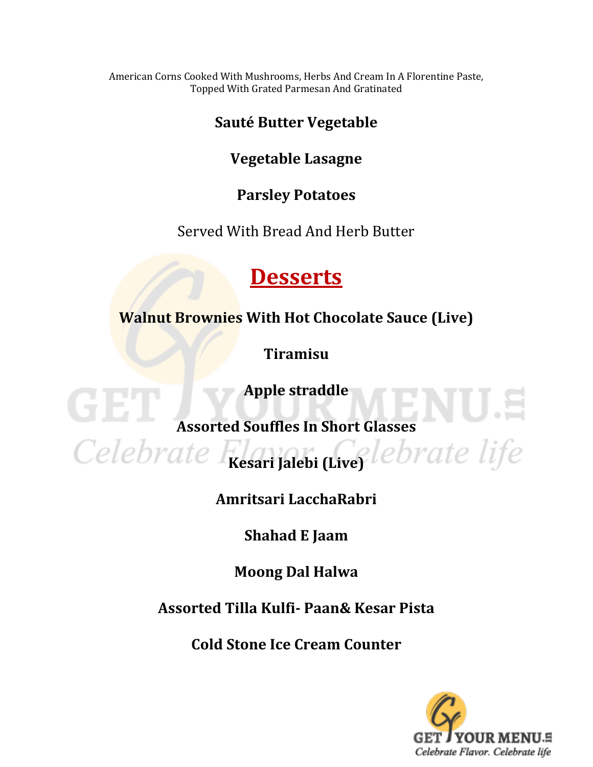American Corns Cooked With Mushrooms, Herbs And Cream In A Florentine Paste, Topped With Grated Parmesan And Gratinated

**Sauté Butter Vegetable**

**Vegetable Lasagne**

**Parsley Potatoes**

Served With Bread And Herb Butter

## Desserts

**Walnut Brownies With Hot Chocolate Sauce (Live)**

**Tiramisu**

**Apple straddle**

**Assorted Souffles In Short Glasses**

**Kesari Jalebi (Live)**

**Amritsari LacchaRabri**

**Shahad E Jaam**

**Moong Dal Halwa**

**Assorted Tilla Kulfi- Paan& Kesar Pista**

**Cold Stone Ice Cream Counter**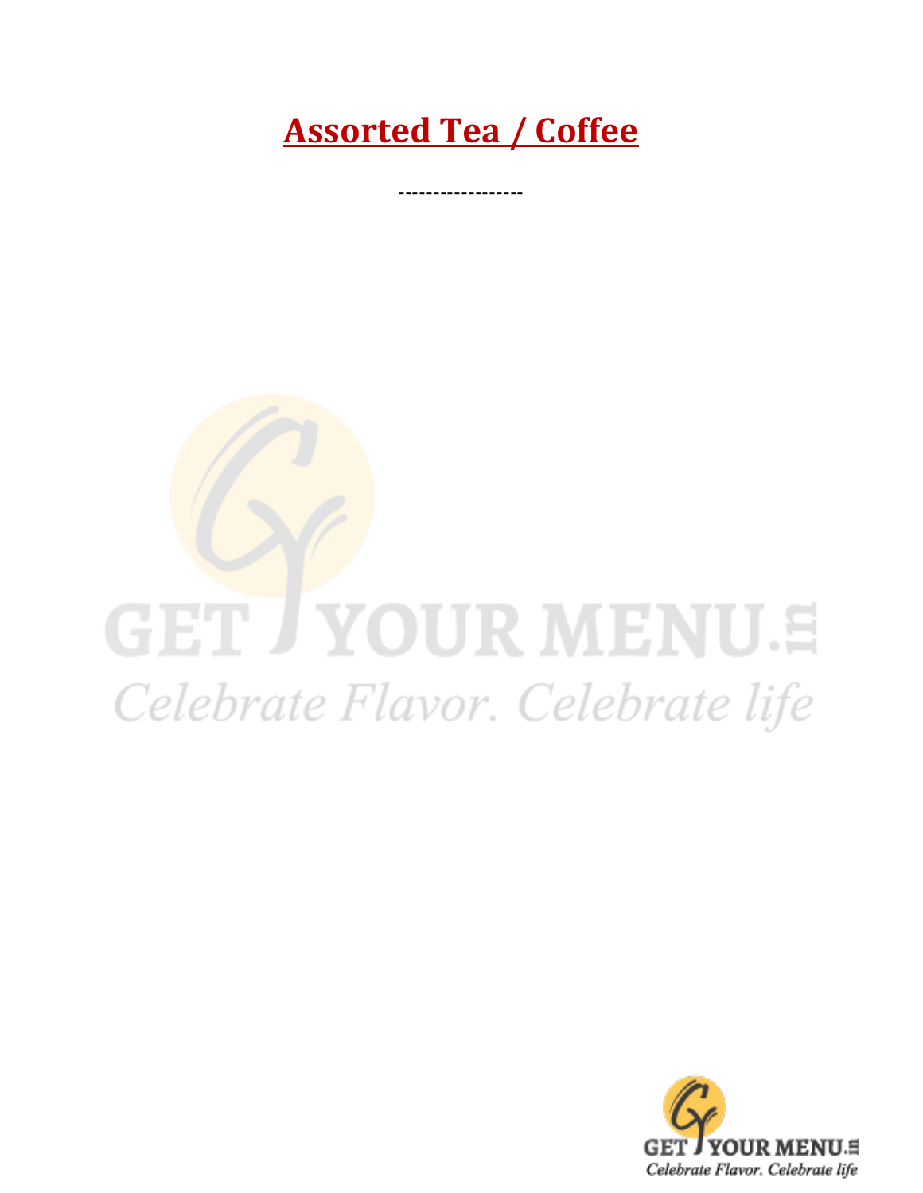# Assorted Tea / Coffee

------------------